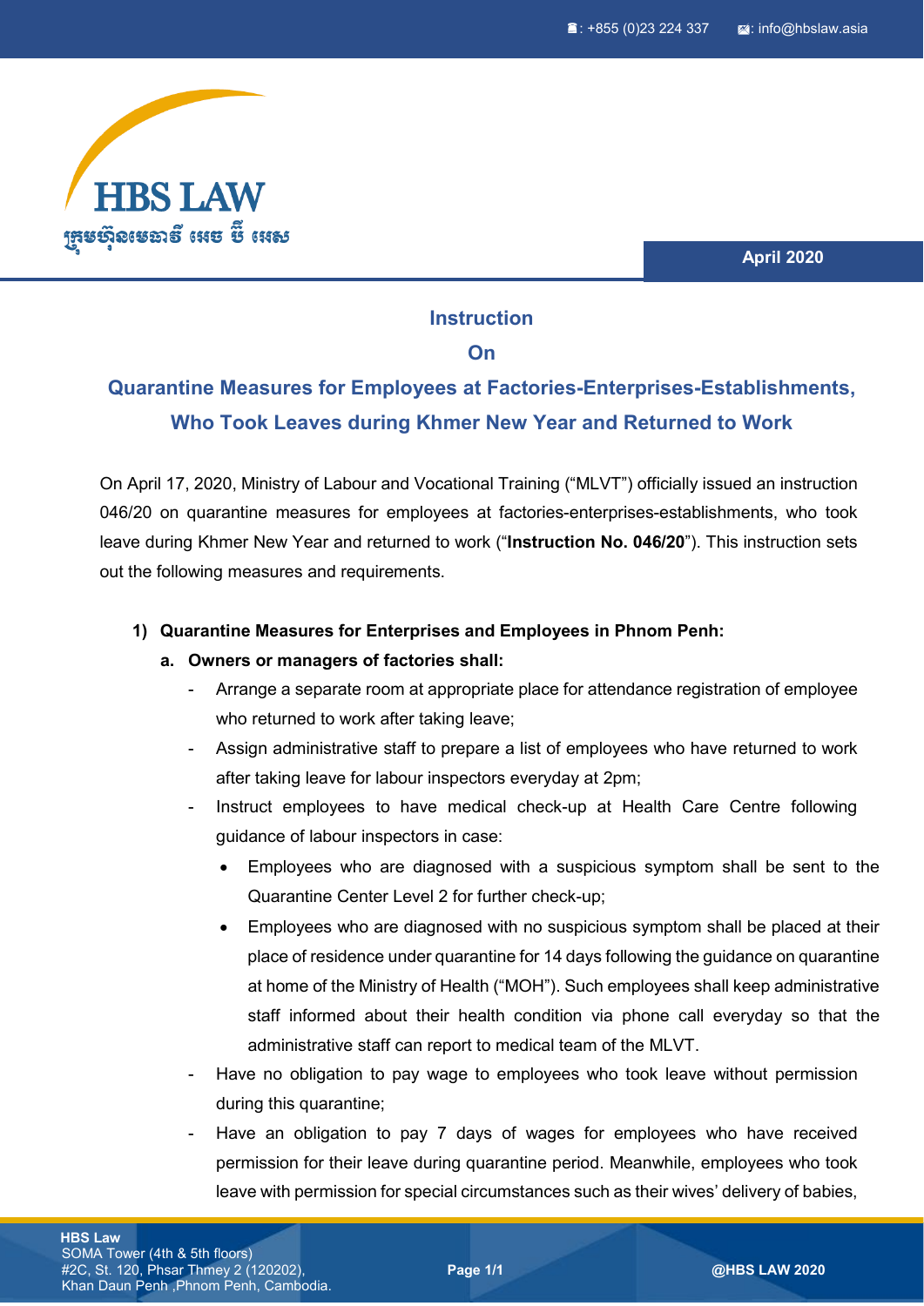April 2020

# Instruction On Quarantine Measures for Employees at Factories-Enterprises-Establishments, Who Took Leaves during Khmer New Year and Returned to Work

On April 17, 2020, Ministry of Labour and Vocational Training ("MLVT") officially issued an instruction 046/20 on quarantine measures for employees at factories-enterprises-establishments, who took leave during Khmer New Year and returned to work ("**Instruction No. 046/20**"). This instruction sets out the following measures and requirements.

**1) Quarantine Measures for Enterprises and Employees in Phnom Penh:**

**a. Owners or managers of factories shall:**

- Arrange a separate room at appropriate place for attendance registration of employee who returned to work after taking leave;
- Assign administrative staff to prepare a list of employees who have returned to work after taking leave for labour inspectors everyday at 2pm;
- Instruct employees to have medical check-up at Health Care Centre following guidance of labour inspectors in case:
  - Employees who are diagnosed with a suspicious symptom shall be sent to the Quarantine Center Level 2 for further check-up;
  - Employees who are diagnosed with no suspicious symptom shall be placed at their place of residence under quarantine for 14 days following the guidance on quarantine at home of the Ministry of Health ("MOH"). Such employees shall keep administrative staff informed about their health condition via phone call everyday so that the administrative staff can report to medical team of the MLVT.
- Have no obligation to pay wage to employees who took leave without permission during this quarantine;
- Have an obligation to pay 7 days of wages for employees who have received permission for their leave during quarantine period. Meanwhile, employees who took leave with permission for special circumstances such as their wives' delivery of babies,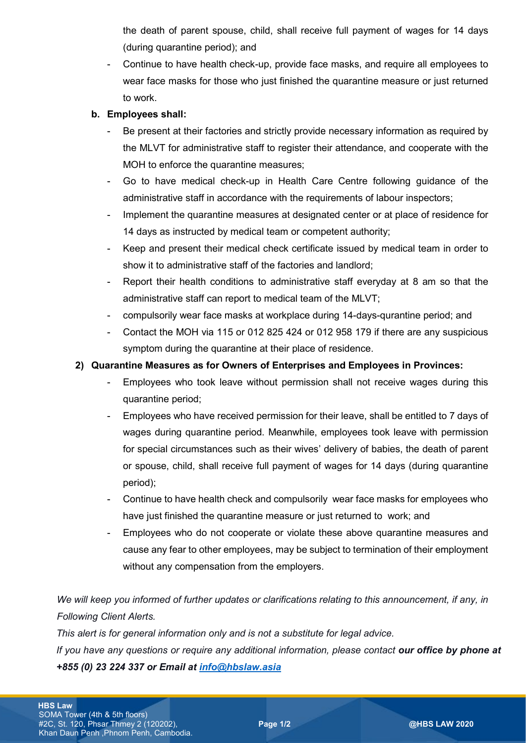the death of parent spouse, child, shall receive full payment of wages for 14 days (during quarantine period); and

- Continue to have health check-up, provide face masks, and require all employees to wear face masks for those who just finished the quarantine measure or just returned to work.

**b. Employees shall:**

- Be present at their factories and strictly provide necessary information as required by the MLVT for administrative staff to register their attendance, and cooperate with the MOH to enforce the quarantine measures;
- Go to have medical check-up in Health Care Centre following guidance of the administrative staff in accordance with the requirements of labour inspectors;
- Implement the quarantine measures at designated center or at place of residence for 14 days as instructed by medical team or competent authority;
- Keep and present their medical check certificate issued by medical team in order to show it to administrative staff of the factories and landlord;
- Report their health conditions to administrative staff everyday at 8 am so that the administrative staff can report to medical team of the MLVT;
- compulsorily wear face masks at workplace during 14-days-qurantine period; and
- Contact the MOH via 115 or 012 825 424 or 012 958 179 if there are any suspicious symptom during the quarantine at their place of residence.

**2) Quarantine Measures as for Owners of Enterprises and Employees in Provinces:**

- Employees who took leave without permission shall not receive wages during this quarantine period;
- Employees who have received permission for their leave, shall be entitled to 7 days of wages during quarantine period. Meanwhile, employees took leave with permission for special circumstances such as their wives' delivery of babies, the death of parent or spouse, child, shall receive full payment of wages for 14 days (during quarantine period);
- Continue to have health check and compulsorily wear face masks for employees who have just finished the quarantine measure or just returned to work; and
- Employees who do not cooperate or violate these above quarantine measures and cause any fear to other employees, may be subject to termination of their employment without any compensation from the employers.

*We will keep you informed of further updates or clarifications relating to this announcement, if any, in Following Client Alerts.*

*This alert is for general information only and is not a substitute for legal advice.*

*If you have any questions or require any additional information, please contact* ***our office by phone at +855 (0) 23 224 337 or Email at [info@hbslaw.asia](mailto:info@hbslaw.asia)***

**HBS Law**
SOMA Tower (4th & 5th floors)
#2C, St. 120, Phsar Thmey 2 (120202),
Khan Daun Penh ,Phnom Penh, Cambodia.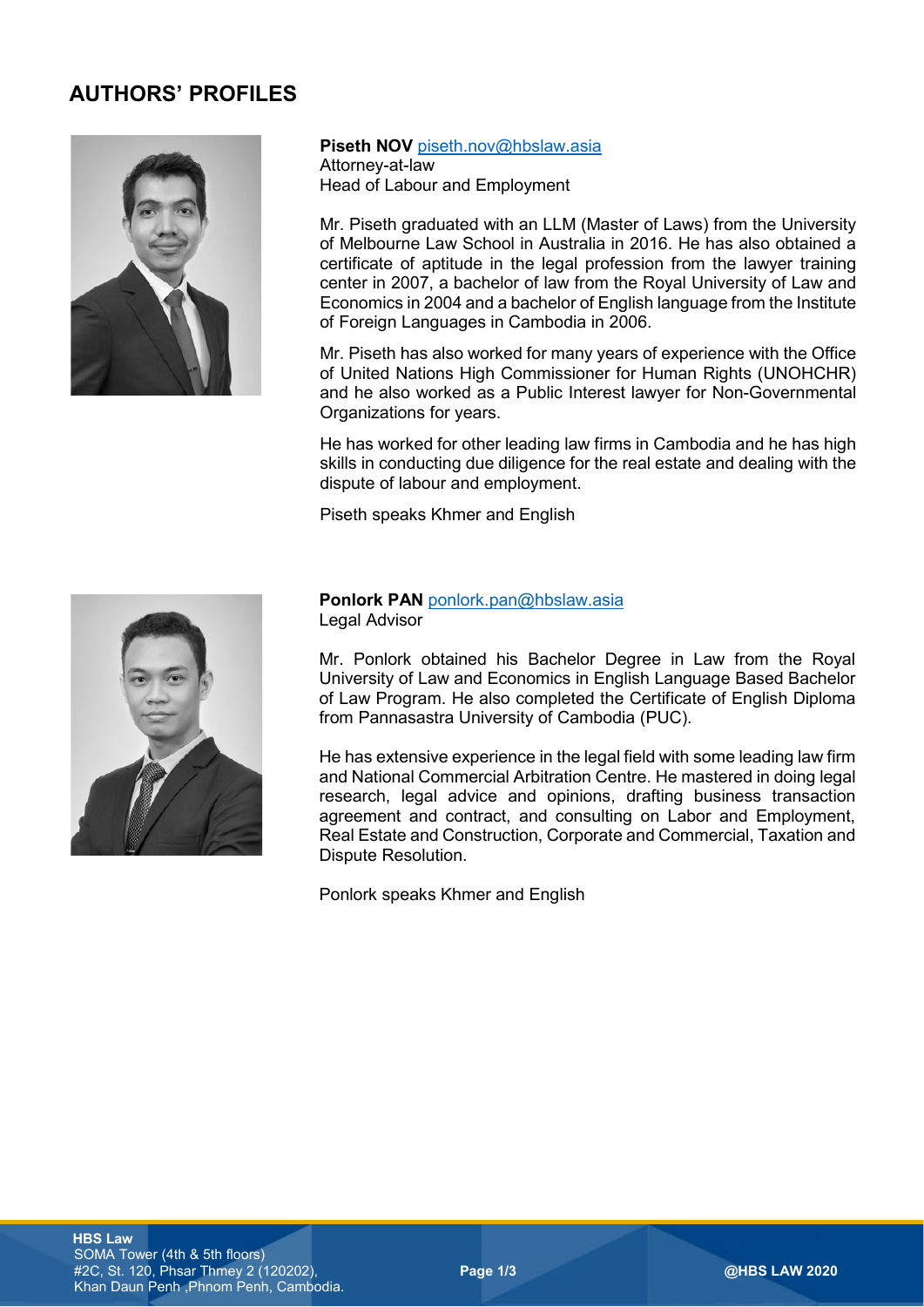## AUTHORS' PROFILES

**Piseth NOV** piseth.nov@hbslaw.asia
Attorney-at-law
Head of Labour and Employment

Mr. Piseth graduated with an LLM (Master of Laws) from the University of Melbourne Law School in Australia in 2016. He has also obtained a certificate of aptitude in the legal profession from the lawyer training center in 2007, a bachelor of law from the Royal University of Law and Economics in 2004 and a bachelor of English language from the Institute of Foreign Languages in Cambodia in 2006.

Mr. Piseth has also worked for many years of experience with the Office of United Nations High Commissioner for Human Rights (UNOHCHR) and he also worked as a Public Interest lawyer for Non-Governmental Organizations for years.

He has worked for other leading law firms in Cambodia and he has high skills in conducting due diligence for the real estate and dealing with the dispute of labour and employment.

Piseth speaks Khmer and English

**Ponlork PAN** ponlork.pan@hbslaw.asia
Legal Advisor

Mr. Ponlork obtained his Bachelor Degree in Law from the Royal University of Law and Economics in English Language Based Bachelor of Law Program. He also completed the Certificate of English Diploma from Pannasastra University of Cambodia (PUC).

He has extensive experience in the legal field with some leading law firm and National Commercial Arbitration Centre. He mastered in doing legal research, legal advice and opinions, drafting business transaction agreement and contract, and consulting on Labor and Employment, Real Estate and Construction, Corporate and Commercial, Taxation and Dispute Resolution.

Ponlork speaks Khmer and English